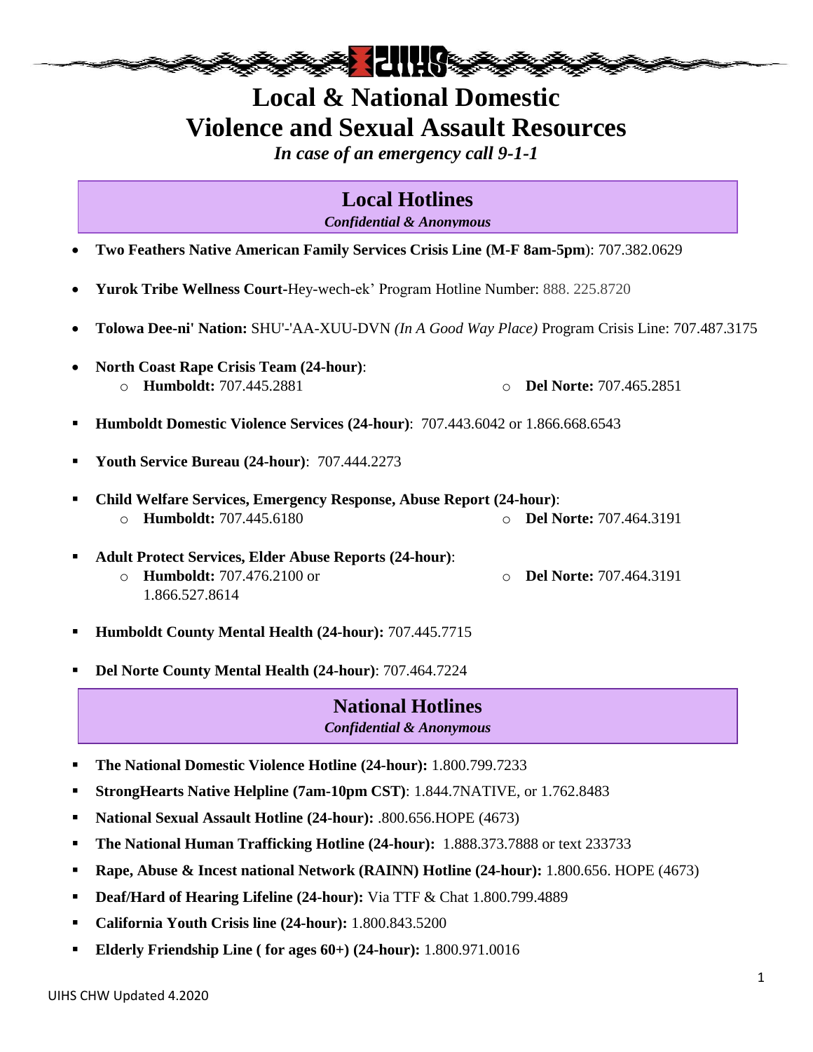# Local & National Domestic Violence and Sexual Assault Resources

*In case of an emergency call 9-1-1*

## Local Hotlines

*Confidential & Anonymous*

- **Two Feathers Native American Family Services Crisis Line (M-F 8am-5pm**): 707.382.0629
- **Yurok Tribe Wellness Court**-Hey-wech-ek' Program Hotline Number: 888. 225.8720
- **Tolowa Dee-ni' Nation:** SHU'-'AA-XUU-DVN *(In A Good Way Place)* Program Crisis Line: 707.487.3175
- **North Coast Rape Crisis Team (24-hour)**:
  - **Humboldt:** 707.445.2881
  - **Del Norte:** 707.465.2851
- **Humboldt Domestic Violence Services (24-hour)**: 707.443.6042 or 1.866.668.6543
- **Youth Service Bureau (24-hour)**: 707.444.2273
- **Child Welfare Services, Emergency Response, Abuse Report (24-hour)**:
  - **Humboldt:** 707.445.6180
  - **Del Norte:** 707.464.3191
- **Adult Protect Services, Elder Abuse Reports (24-hour)**:
  - **Humboldt:** 707.476.2100 or 1.866.527.8614
  - **Del Norte:** 707.464.3191
- **Humboldt County Mental Health (24-hour):** 707.445.7715
- **Del Norte County Mental Health (24-hour)**: 707.464.7224

## National Hotlines

*Confidential & Anonymous*

- **The National Domestic Violence Hotline (24-hour):** 1.800.799.7233
- **StrongHearts Native Helpline (7am-10pm CST)**: 1.844.7NATIVE, or 1.762.8483
- **National Sexual Assault Hotline (24-hour):** .800.656.HOPE (4673)
- **The National Human Trafficking Hotline (24-hour):** 1.888.373.7888 or text 233733
- **Rape, Abuse & Incest national Network (RAINN) Hotline (24-hour):** 1.800.656. HOPE (4673)
- **Deaf/Hard of Hearing Lifeline (24-hour):** Via TTF & Chat 1.800.799.4889
- **California Youth Crisis line (24-hour):** 1.800.843.5200
- **Elderly Friendship Line ( for ages 60+) (24-hour):** 1.800.971.0016

UIHS CHW Updated 4.2020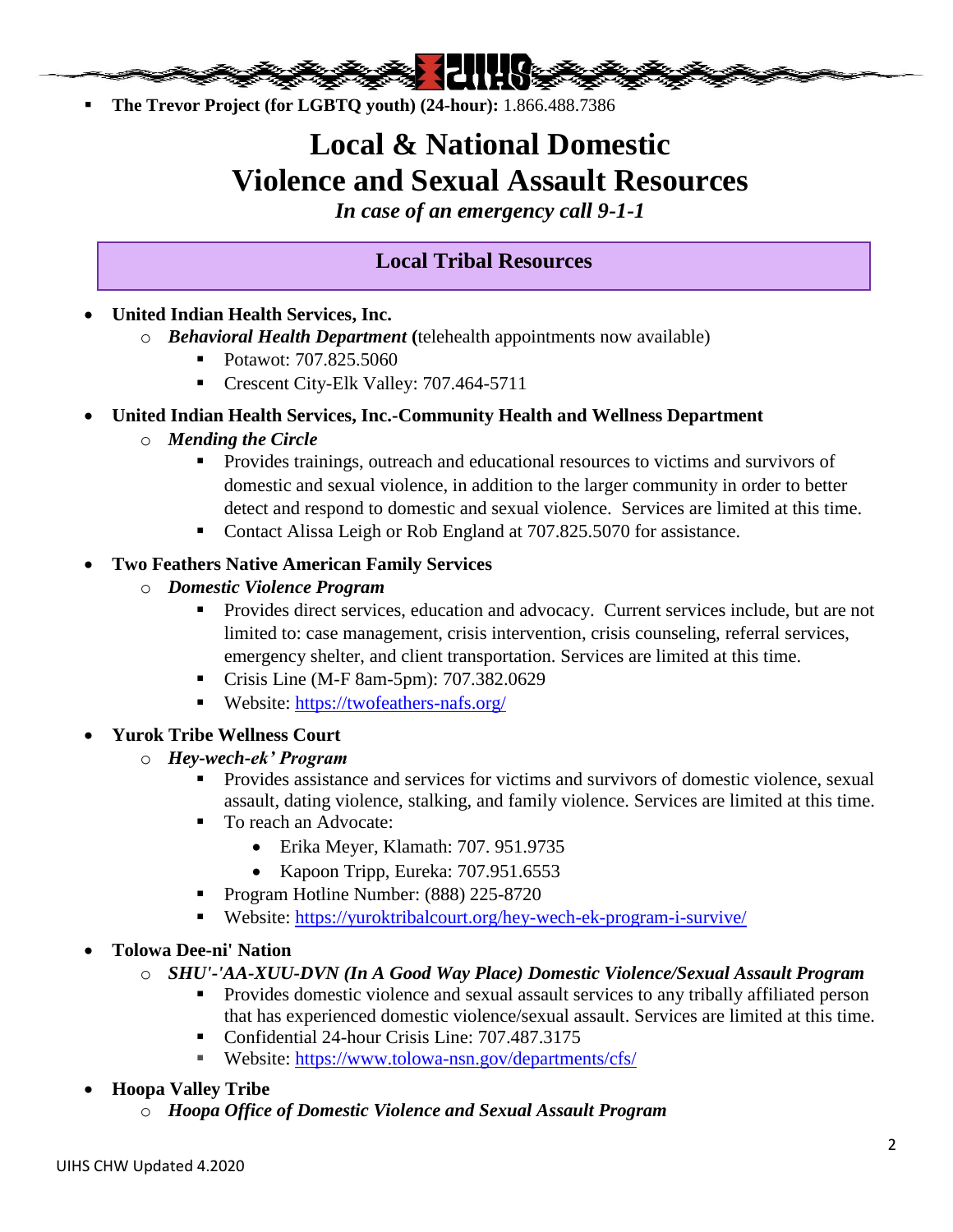- **The Trevor Project (for LGBTQ youth) (24-hour):** 1.866.488.7386

# Local & National Domestic Violence and Sexual Assault Resources

*In case of an emergency call 9-1-1*

## Local Tribal Resources

- **United Indian Health Services, Inc.**
  - ***Behavioral Health Department*** **(**telehealth appointments now available)
    - Potawot: 707.825.5060
    - Crescent City-Elk Valley: 707.464-5711
- **United Indian Health Services, Inc.-Community Health and Wellness Department**
  - ***Mending the Circle***
    - Provides trainings, outreach and educational resources to victims and survivors of domestic and sexual violence, in addition to the larger community in order to better detect and respond to domestic and sexual violence. Services are limited at this time.
    - Contact Alissa Leigh or Rob England at 707.825.5070 for assistance.
- **Two Feathers Native American Family Services**
  - ***Domestic Violence Program***
    - Provides direct services, education and advocacy. Current services include, but are not limited to: case management, crisis intervention, crisis counseling, referral services, emergency shelter, and client transportation. Services are limited at this time.
    - Crisis Line (M-F 8am-5pm): 707.382.0629
    - Website: https://twofeathers-nafs.org/
- **Yurok Tribe Wellness Court**
  - ***Hey-wech-ek' Program***
    - Provides assistance and services for victims and survivors of domestic violence, sexual assault, dating violence, stalking, and family violence. Services are limited at this time.
    - To reach an Advocate:
      - Erika Meyer, Klamath: 707. 951.9735
      - Kapoon Tripp, Eureka: 707.951.6553
    - Program Hotline Number: (888) 225-8720
    - Website: https://yuroktribalcourt.org/hey-wech-ek-program-i-survive/
- **Tolowa Dee-ni' Nation**
  - ***SHU'-'AA-XUU-DVN (In A Good Way Place) Domestic Violence/Sexual Assault Program***
    - Provides domestic violence and sexual assault services to any tribally affiliated person that has experienced domestic violence/sexual assault. Services are limited at this time.
    - Confidential 24-hour Crisis Line: 707.487.3175
    - Website: https://www.tolowa-nsn.gov/departments/cfs/
- **Hoopa Valley Tribe**
  - ***Hoopa Office of Domestic Violence and Sexual Assault Program***

UIHS CHW Updated 4.2020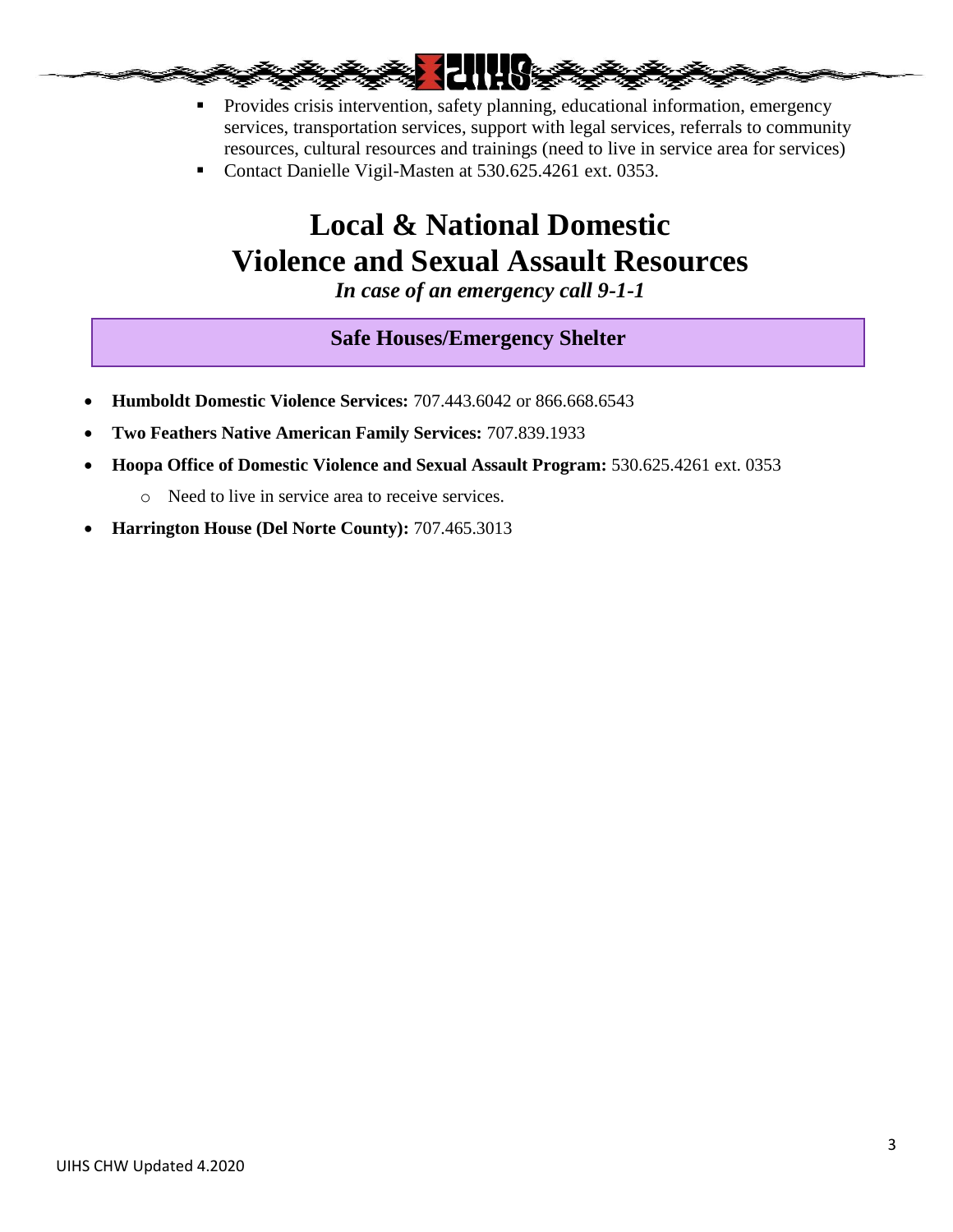- Provides crisis intervention, safety planning, educational information, emergency services, transportation services, support with legal services, referrals to community resources, cultural resources and trainings (need to live in service area for services)
- Contact Danielle Vigil-Masten at 530.625.4261 ext. 0353.

# Local & National Domestic Violence and Sexual Assault Resources

***In case of an emergency call 9-1-1***

## Safe Houses/Emergency Shelter

- **Humboldt Domestic Violence Services:** 707.443.6042 or 866.668.6543
- **Two Feathers Native American Family Services:** 707.839.1933
- **Hoopa Office of Domestic Violence and Sexual Assault Program:** 530.625.4261 ext. 0353
    - Need to live in service area to receive services.
- **Harrington House (Del Norte County):** 707.465.3013

UIHS CHW Updated 4.2020